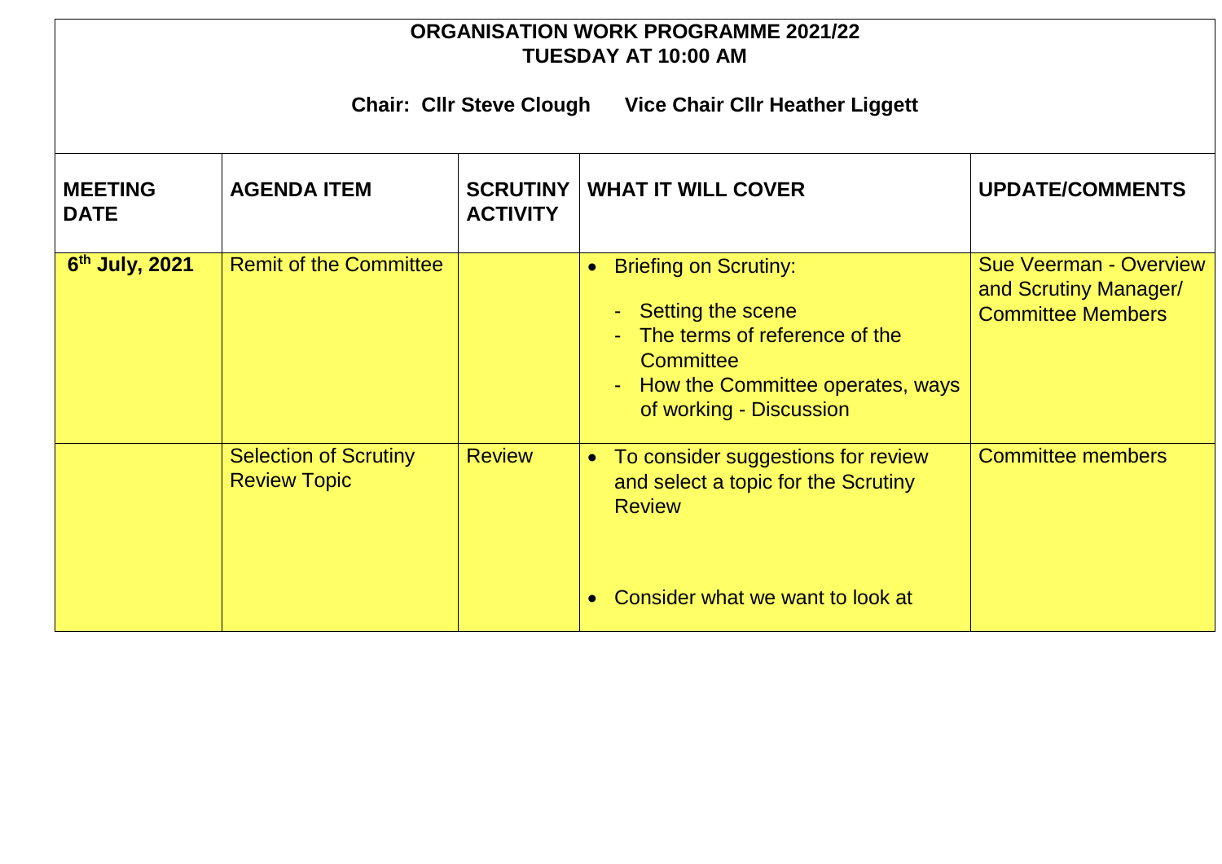**ORGANISATION WORK PROGRAMME 2021/22**
**TUESDAY AT 10:00 AM**

**Chair: Cllr Steve Clough      Vice Chair Cllr Heather Liggett**

| MEETING DATE | AGENDA ITEM | SCRUTINY ACTIVITY | WHAT IT WILL COVER | UPDATE/COMMENTS |
|---|---|---|---|---|
| 6th July, 2021 | Remit of the Committee | | • Briefing on Scrutiny:<br>- Setting the scene<br>- The terms of reference of the Committee<br>- How the Committee operates, ways of working - Discussion | Sue Veerman - Overview and Scrutiny Manager/ Committee Members |
| | Selection of Scrutiny Review Topic | Review | • To consider suggestions for review and select a topic for the Scrutiny Review<br>• Consider what we want to look at | Committee members |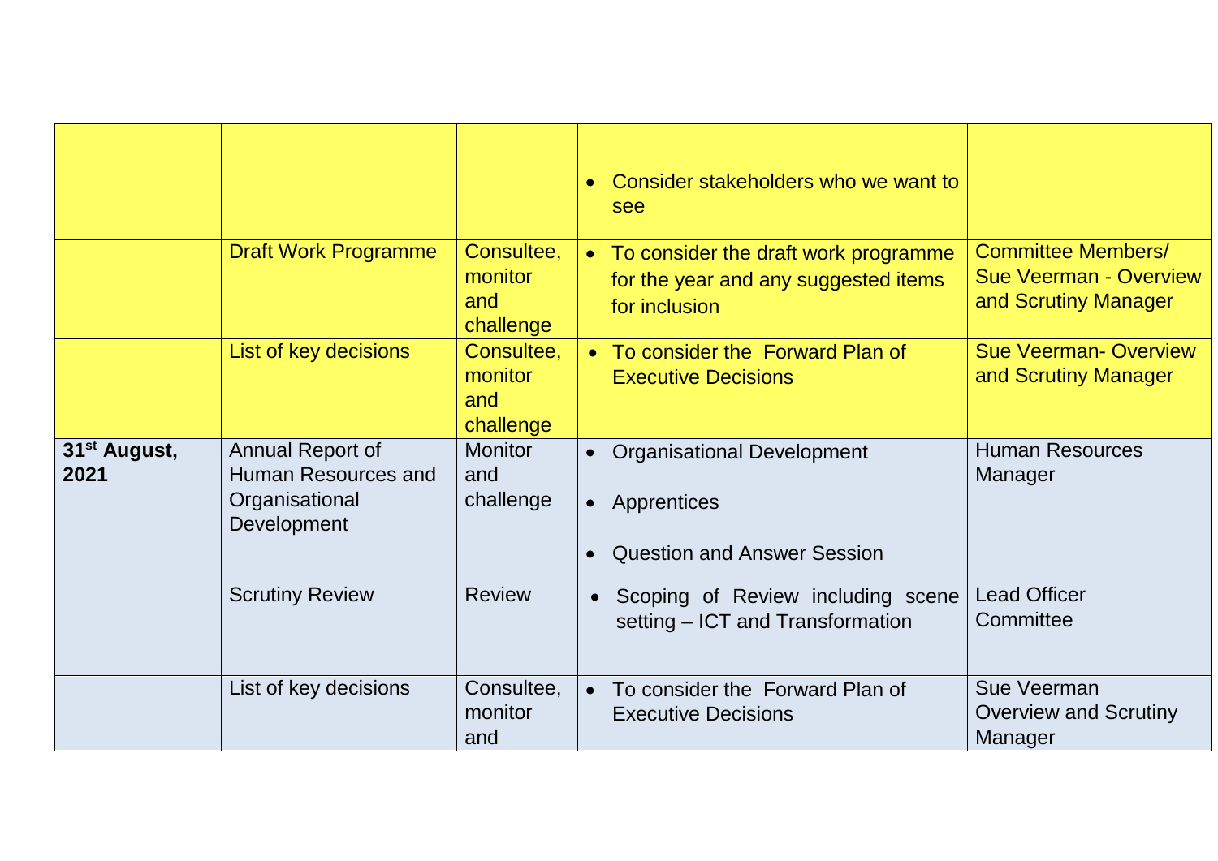| | | | | |
|---|---|---|---|---|
| | | | • Consider stakeholders who we want to see | |
| | Draft Work Programme | Consultee, monitor and challenge | • To consider the draft work programme for the year and any suggested items for inclusion | Committee Members/ Sue Veerman - Overview and Scrutiny Manager |
| | List of key decisions | Consultee, monitor and challenge | • To consider the Forward Plan of Executive Decisions | Sue Veerman- Overview and Scrutiny Manager |
| **31st August, 2021** | Annual Report of Human Resources and Organisational Development | Monitor and challenge | • Organisational Development<br>• Apprentices<br>• Question and Answer Session | Human Resources Manager |
| | Scrutiny Review | Review | • Scoping of Review including scene setting – ICT and Transformation | Lead Officer Committee |
| | List of key decisions | Consultee, monitor and | • To consider the Forward Plan of Executive Decisions | Sue Veerman Overview and Scrutiny Manager |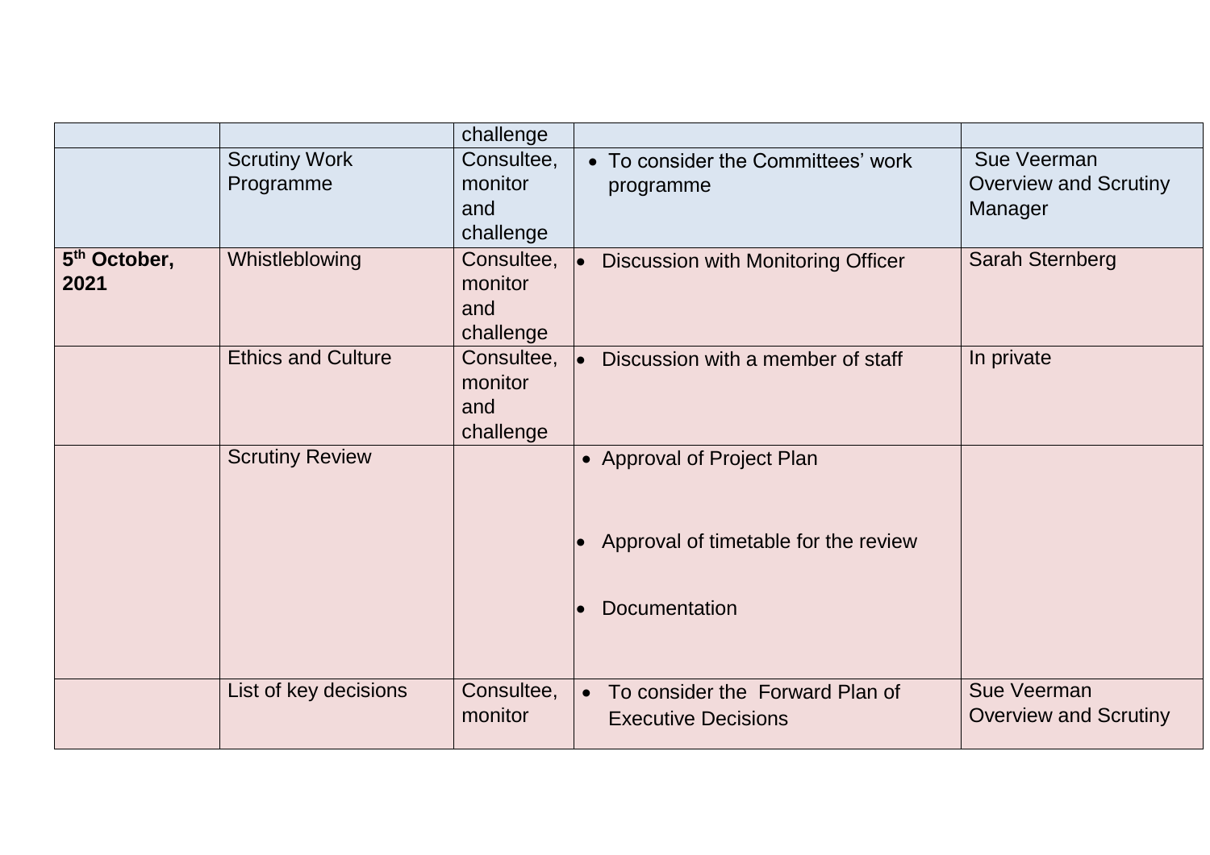| | | | | |
|---|---|---|---|---|
| | | challenge | | |
| | Scrutiny Work Programme | Consultee, monitor and challenge | • To consider the Committees' work programme | Sue Veerman Overview and Scrutiny Manager |
| **5th October, 2021** | Whistleblowing | Consultee, monitor and challenge | • Discussion with Monitoring Officer | Sarah Sternberg |
| | Ethics and Culture | Consultee, monitor and challenge | • Discussion with a member of staff | In private |
| | Scrutiny Review | | • Approval of Project Plan<br><br>• Approval of timetable for the review<br><br>• Documentation | |
| | List of key decisions | Consultee, monitor | • To consider the Forward Plan of Executive Decisions | Sue Veerman Overview and Scrutiny |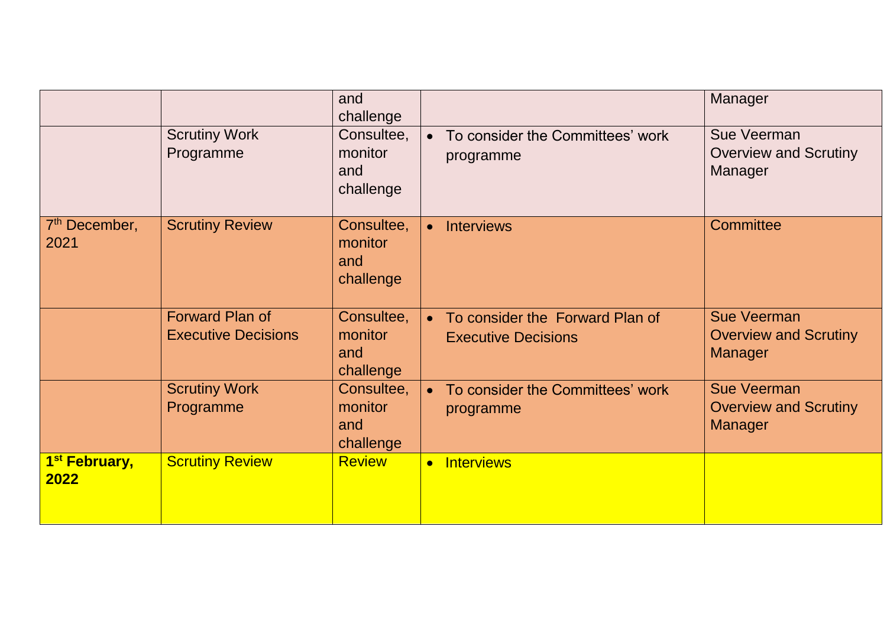| | | and challenge | | Manager |
|---|---|---|---|---|
| | Scrutiny Work Programme | Consultee, monitor and challenge | • To consider the Committees' work programme | Sue Veerman Overview and Scrutiny Manager |
| 7th December, 2021 | Scrutiny Review | Consultee, monitor and challenge | • Interviews | Committee |
| | Forward Plan of Executive Decisions | Consultee, monitor and challenge | • To consider the Forward Plan of Executive Decisions | Sue Veerman Overview and Scrutiny Manager |
| | Scrutiny Work Programme | Consultee, monitor and challenge | • To consider the Committees' work programme | Sue Veerman Overview and Scrutiny Manager |
| **1st February, 2022** | Scrutiny Review | Review | • Interviews | |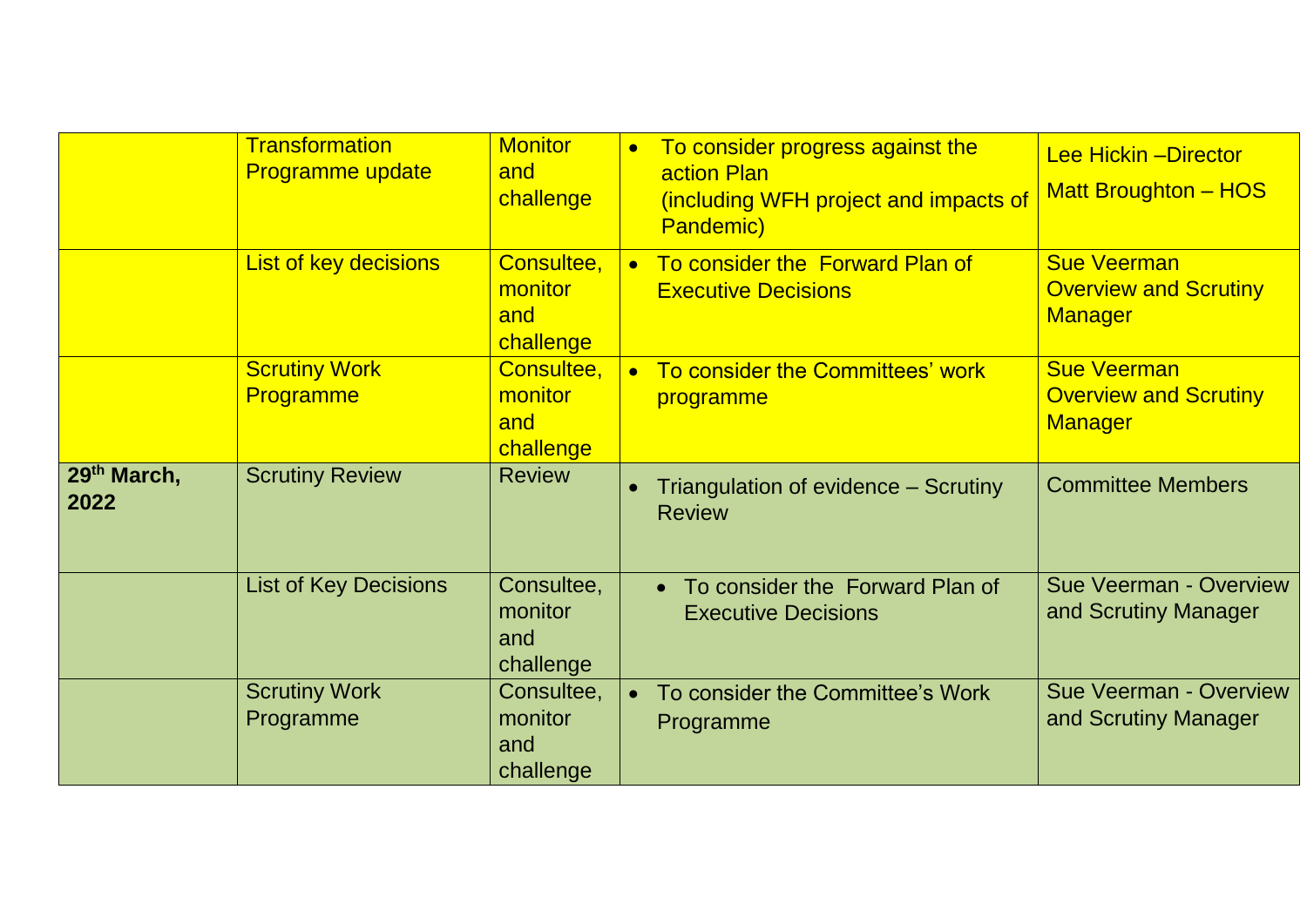| | | | | |
|---|---|---|---|---|
| | Transformation Programme update | Monitor and challenge | • To consider progress against the action Plan (including WFH project and impacts of Pandemic) | Lee Hickin –Director<br>Matt Broughton – HOS |
| | List of key decisions | Consultee, monitor and challenge | • To consider the Forward Plan of Executive Decisions | Sue Veerman Overview and Scrutiny Manager |
| | Scrutiny Work Programme | Consultee, monitor and challenge | • To consider the Committees' work programme | Sue Veerman Overview and Scrutiny Manager |
| **29th March, 2022** | Scrutiny Review | Review | • Triangulation of evidence – Scrutiny Review | Committee Members |
| | List of Key Decisions | Consultee, monitor and challenge | • To consider the Forward Plan of Executive Decisions | Sue Veerman - Overview and Scrutiny Manager |
| | Scrutiny Work Programme | Consultee, monitor and challenge | • To consider the Committee's Work Programme | Sue Veerman - Overview and Scrutiny Manager |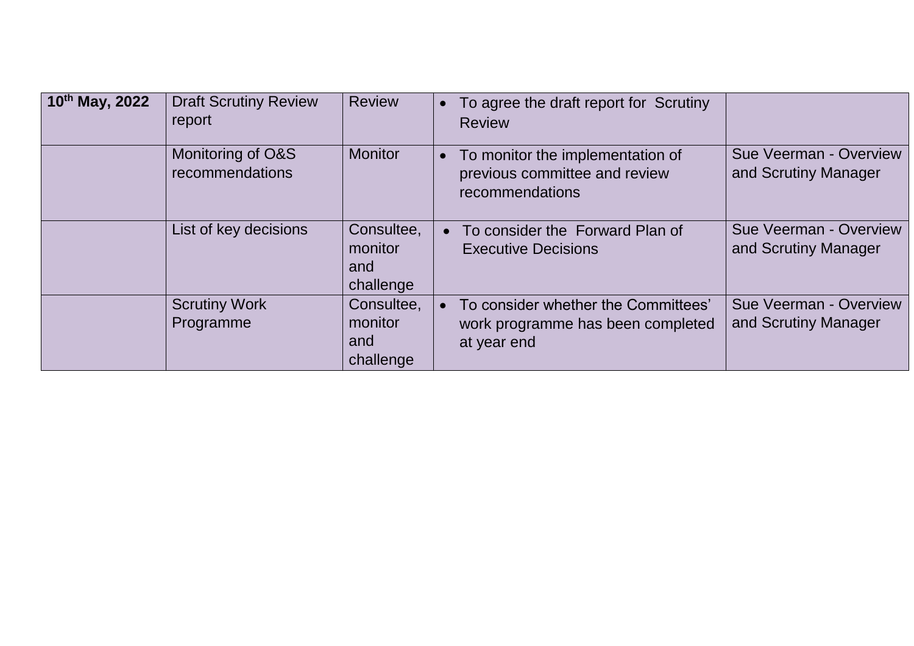| | | | | |
|---|---|---|---|---|
| **10th May, 2022** | Draft Scrutiny Review report | Review | • To agree the draft report for Scrutiny Review | |
| | Monitoring of O&S recommendations | Monitor | • To monitor the implementation of previous committee and review recommendations | Sue Veerman - Overview and Scrutiny Manager |
| | List of key decisions | Consultee, monitor and challenge | • To consider the Forward Plan of Executive Decisions | Sue Veerman - Overview and Scrutiny Manager |
| | Scrutiny Work Programme | Consultee, monitor and challenge | • To consider whether the Committees' work programme has been completed at year end | Sue Veerman - Overview and Scrutiny Manager |